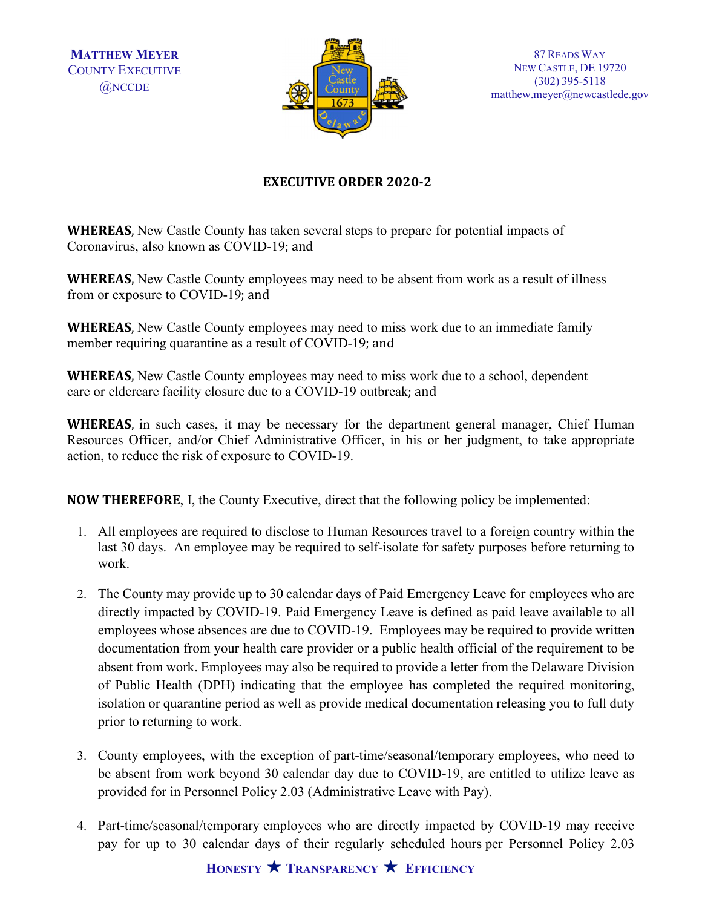**MATTHEW MEYER**
COUNTY EXECUTIVE
@NCCDE

87 READS WAY
NEW CASTLE, DE 19720
(302) 395-5118
matthew.meyer@newcastlede.gov

# EXECUTIVE ORDER 2020-2

**WHEREAS**, New Castle County has taken several steps to prepare for potential impacts of Coronavirus, also known as COVID-19; and

**WHEREAS**, New Castle County employees may need to be absent from work as a result of illness from or exposure to COVID-19; and

**WHEREAS**, New Castle County employees may need to miss work due to an immediate family member requiring quarantine as a result of COVID-19; and

**WHEREAS**, New Castle County employees may need to miss work due to a school, dependent care or eldercare facility closure due to a COVID-19 outbreak; and

**WHEREAS**, in such cases, it may be necessary for the department general manager, Chief Human Resources Officer, and/or Chief Administrative Officer, in his or her judgment, to take appropriate action, to reduce the risk of exposure to COVID-19.

**NOW THEREFORE**, I, the County Executive, direct that the following policy be implemented:

1. All employees are required to disclose to Human Resources travel to a foreign country within the last 30 days. An employee may be required to self-isolate for safety purposes before returning to work.

2. The County may provide up to 30 calendar days of Paid Emergency Leave for employees who are directly impacted by COVID-19. Paid Emergency Leave is defined as paid leave available to all employees whose absences are due to COVID-19. Employees may be required to provide written documentation from your health care provider or a public health official of the requirement to be absent from work. Employees may also be required to provide a letter from the Delaware Division of Public Health (DPH) indicating that the employee has completed the required monitoring, isolation or quarantine period as well as provide medical documentation releasing you to full duty prior to returning to work.

3. County employees, with the exception of part-time/seasonal/temporary employees, who need to be absent from work beyond 30 calendar day due to COVID-19, are entitled to utilize leave as provided for in Personnel Policy 2.03 (Administrative Leave with Pay).

4. Part-time/seasonal/temporary employees who are directly impacted by COVID-19 may receive pay for up to 30 calendar days of their regularly scheduled hours per Personnel Policy 2.03

HONESTY ★ TRANSPARENCY ★ EFFICIENCY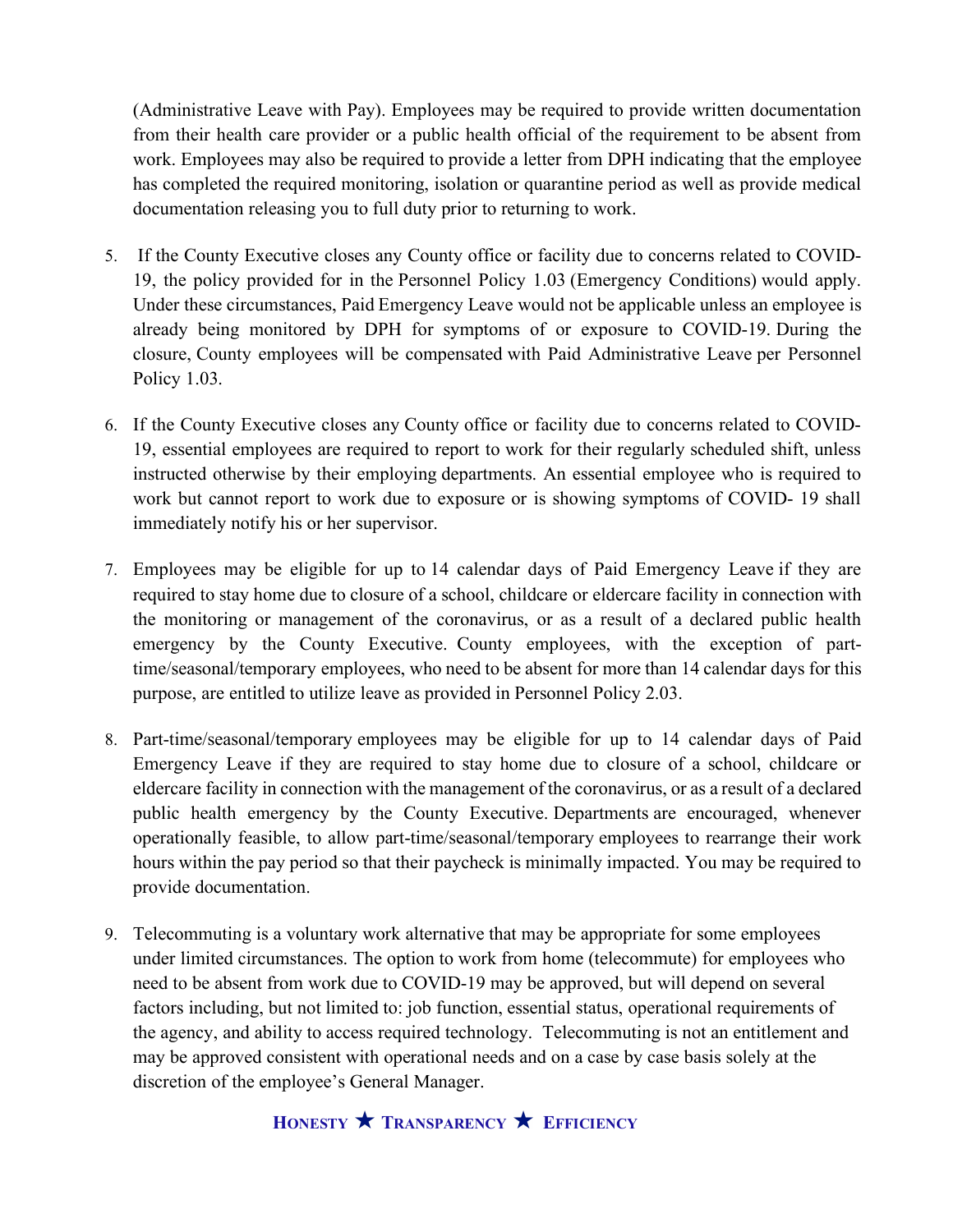(Administrative Leave with Pay). Employees may be required to provide written documentation from their health care provider or a public health official of the requirement to be absent from work. Employees may also be required to provide a letter from DPH indicating that the employee has completed the required monitoring, isolation or quarantine period as well as provide medical documentation releasing you to full duty prior to returning to work.

5. If the County Executive closes any County office or facility due to concerns related to COVID-19, the policy provided for in the Personnel Policy 1.03 (Emergency Conditions) would apply. Under these circumstances, Paid Emergency Leave would not be applicable unless an employee is already being monitored by DPH for symptoms of or exposure to COVID-19. During the closure, County employees will be compensated with Paid Administrative Leave per Personnel Policy 1.03.

6. If the County Executive closes any County office or facility due to concerns related to COVID-19, essential employees are required to report to work for their regularly scheduled shift, unless instructed otherwise by their employing departments. An essential employee who is required to work but cannot report to work due to exposure or is showing symptoms of COVID- 19 shall immediately notify his or her supervisor.

7. Employees may be eligible for up to 14 calendar days of Paid Emergency Leave if they are required to stay home due to closure of a school, childcare or eldercare facility in connection with the monitoring or management of the coronavirus, or as a result of a declared public health emergency by the County Executive. County employees, with the exception of part-time/seasonal/temporary employees, who need to be absent for more than 14 calendar days for this purpose, are entitled to utilize leave as provided in Personnel Policy 2.03.

8. Part-time/seasonal/temporary employees may be eligible for up to 14 calendar days of Paid Emergency Leave if they are required to stay home due to closure of a school, childcare or eldercare facility in connection with the management of the coronavirus, or as a result of a declared public health emergency by the County Executive. Departments are encouraged, whenever operationally feasible, to allow part-time/seasonal/temporary employees to rearrange their work hours within the pay period so that their paycheck is minimally impacted. You may be required to provide documentation.

9. Telecommuting is a voluntary work alternative that may be appropriate for some employees under limited circumstances. The option to work from home (telecommute) for employees who need to be absent from work due to COVID-19 may be approved, but will depend on several factors including, but not limited to: job function, essential status, operational requirements of the agency, and ability to access required technology. Telecommuting is not an entitlement and may be approved consistent with operational needs and on a case by case basis solely at the discretion of the employee's General Manager.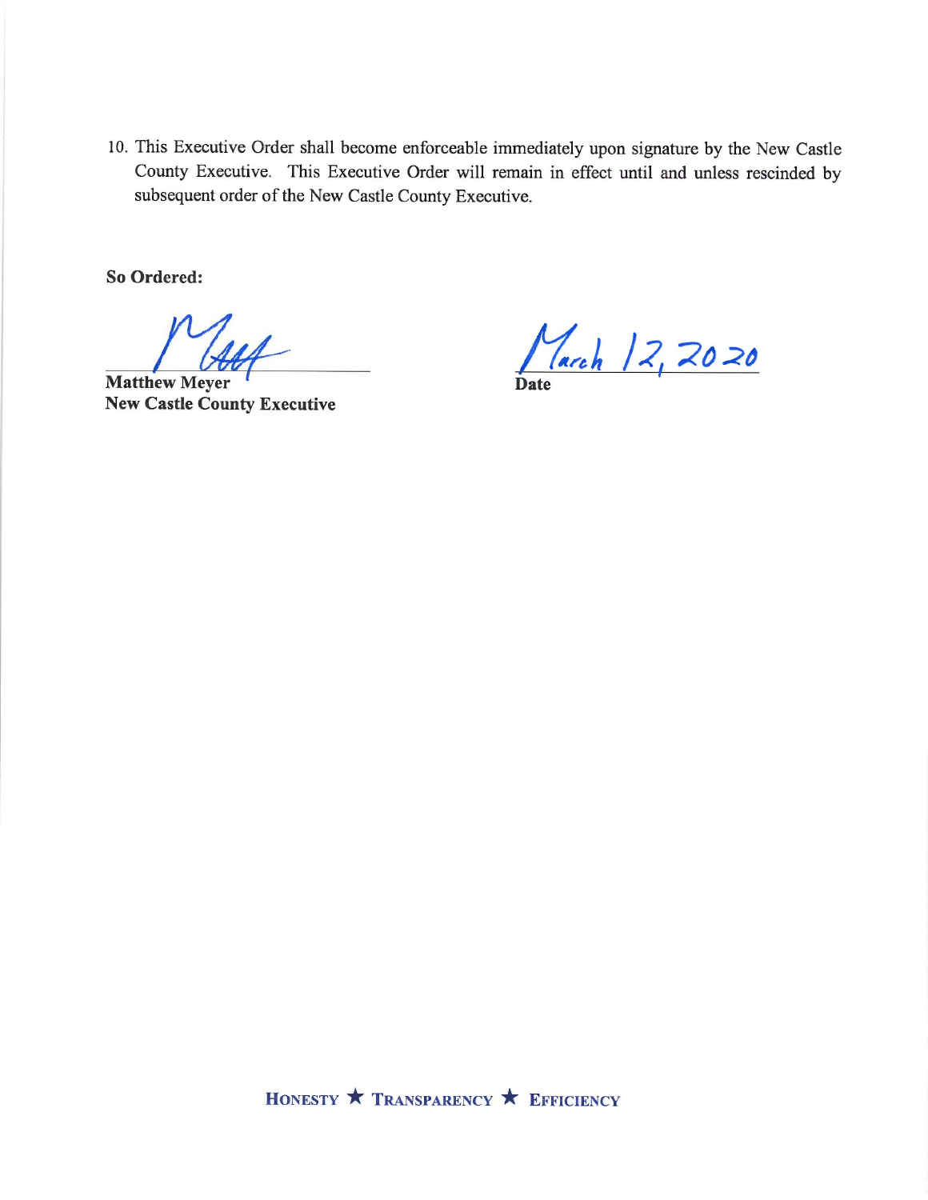10. This Executive Order shall become enforceable immediately upon signature by the New Castle County Executive. This Executive Order will remain in effect until and unless rescinded by subsequent order of the New Castle County Executive.

**So Ordered:**

Matt

**Matthew Meyer**
**New Castle County Executive**

March 12, 2020
**Date**

**HONESTY ★ TRANSPARENCY ★ EFFICIENCY**